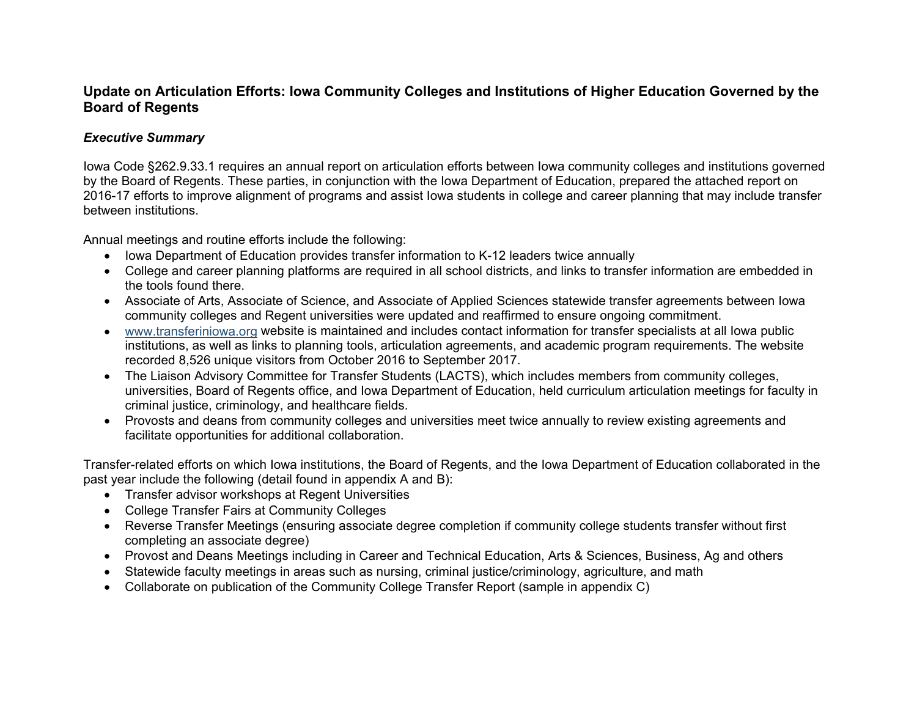# Update on Articulation Efforts: Iowa Community Colleges and Institutions of Higher Education Governed by the Board of Regents

### *Executive Summary*

Iowa Code §262.9.33.1 requires an annual report on articulation efforts between Iowa community colleges and institutions governed by the Board of Regents. These parties, in conjunction with the Iowa Department of Education, prepared the attached report on 2016-17 efforts to improve alignment of programs and assist Iowa students in college and career planning that may include transfer between institutions.

Annual meetings and routine efforts include the following:

- Iowa Department of Education provides transfer information to K-12 leaders twice annually
- College and career planning platforms are required in all school districts, and links to transfer information are embedded in the tools found there.
- Associate of Arts, Associate of Science, and Associate of Applied Sciences statewide transfer agreements between Iowa community colleges and Regent universities were updated and reaffirmed to ensure ongoing commitment.
- www.transferiniowa.org website is maintained and includes contact information for transfer specialists at all Iowa public institutions, as well as links to planning tools, articulation agreements, and academic program requirements. The website recorded 8,526 unique visitors from October 2016 to September 2017.
- The Liaison Advisory Committee for Transfer Students (LACTS), which includes members from community colleges, universities, Board of Regents office, and Iowa Department of Education, held curriculum articulation meetings for faculty in criminal justice, criminology, and healthcare fields.
- Provosts and deans from community colleges and universities meet twice annually to review existing agreements and facilitate opportunities for additional collaboration.

Transfer-related efforts on which Iowa institutions, the Board of Regents, and the Iowa Department of Education collaborated in the past year include the following (detail found in appendix A and B):

- Transfer advisor workshops at Regent Universities
- College Transfer Fairs at Community Colleges
- Reverse Transfer Meetings (ensuring associate degree completion if community college students transfer without first completing an associate degree)
- Provost and Deans Meetings including in Career and Technical Education, Arts & Sciences, Business, Ag and others
- Statewide faculty meetings in areas such as nursing, criminal justice/criminology, agriculture, and math
- Collaborate on publication of the Community College Transfer Report (sample in appendix C)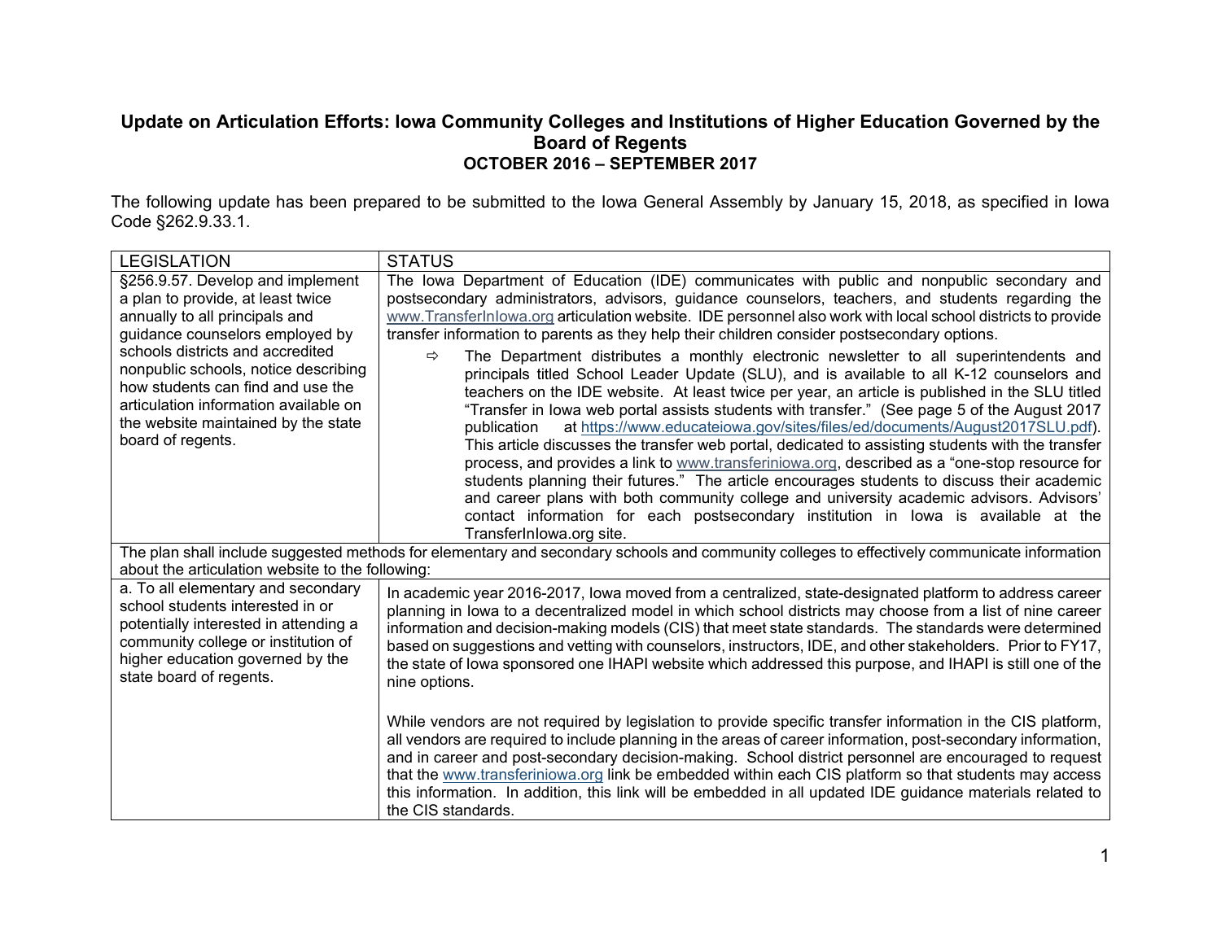**Update on Articulation Efforts: Iowa Community Colleges and Institutions of Higher Education Governed by the Board of Regents**
**OCTOBER 2016 – SEPTEMBER 2017**

The following update has been prepared to be submitted to the Iowa General Assembly by January 15, 2018, as specified in Iowa Code §262.9.33.1.

| LEGISLATION | STATUS |
|---|---|
| §256.9.57. Develop and implement a plan to provide, at least twice annually to all principals and guidance counselors employed by schools districts and accredited nonpublic schools, notice describing how students can find and use the articulation information available on the website maintained by the state board of regents. | The Iowa Department of Education (IDE) communicates with public and nonpublic secondary and postsecondary administrators, advisors, guidance counselors, teachers, and students regarding the www.TransferInIowa.org articulation website. IDE personnel also work with local school districts to provide transfer information to parents as they help their children consider postsecondary options.<br>⇨ The Department distributes a monthly electronic newsletter to all superintendents and principals titled School Leader Update (SLU), and is available to all K-12 counselors and teachers on the IDE website. At least twice per year, an article is published in the SLU titled "Transfer in Iowa web portal assists students with transfer." (See page 5 of the August 2017 publication at https://www.educateiowa.gov/sites/files/ed/documents/August2017SLU.pdf). This article discusses the transfer web portal, dedicated to assisting students with the transfer process, and provides a link to www.transferiniowa.org, described as a "one-stop resource for students planning their futures." The article encourages students to discuss their academic and career plans with both community college and university academic advisors. Advisors' contact information for each postsecondary institution in Iowa is available at the TransferInIowa.org site. |
| The plan shall include suggested methods for elementary and secondary schools and community colleges to effectively communicate information about the articulation website to the following: | |
| a. To all elementary and secondary school students interested in or potentially interested in attending a community college or institution of higher education governed by the state board of regents. | In academic year 2016-2017, Iowa moved from a centralized, state-designated platform to address career planning in Iowa to a decentralized model in which school districts may choose from a list of nine career information and decision-making models (CIS) that meet state standards. The standards were determined based on suggestions and vetting with counselors, instructors, IDE, and other stakeholders. Prior to FY17, the state of Iowa sponsored one IHAPI website which addressed this purpose, and IHAPI is still one of the nine options.<br><br>While vendors are not required by legislation to provide specific transfer information in the CIS platform, all vendors are required to include planning in the areas of career information, post-secondary information, and in career and post-secondary decision-making. School district personnel are encouraged to request that the www.transferiniowa.org link be embedded within each CIS platform so that students may access this information. In addition, this link will be embedded in all updated IDE guidance materials related to the CIS standards. |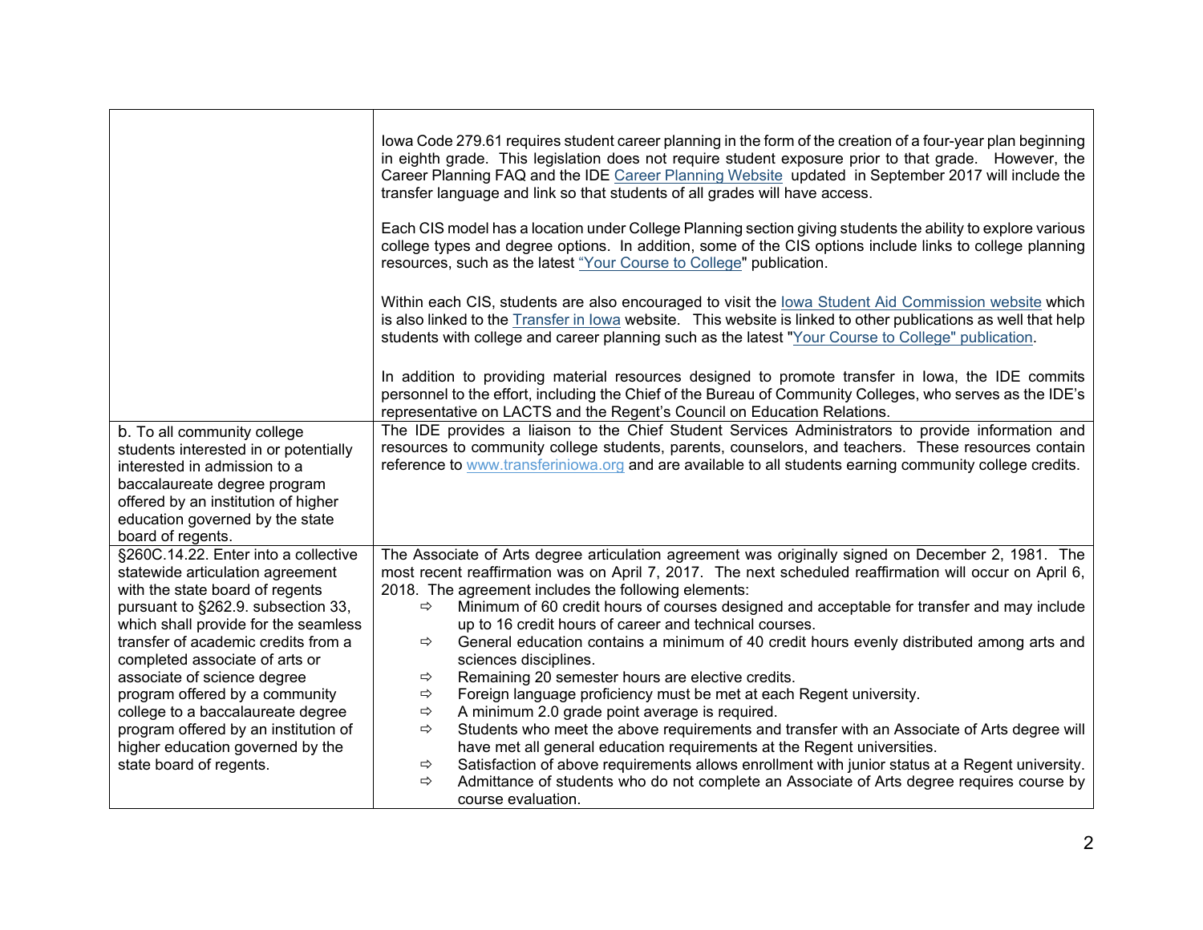| | |
|---|---|
| | Iowa Code 279.61 requires student career planning in the form of the creation of a four-year plan beginning in eighth grade. This legislation does not require student exposure prior to that grade. However, the Career Planning FAQ and the IDE Career Planning Website updated in September 2017 will include the transfer language and link so that students of all grades will have access.<br><br>Each CIS model has a location under College Planning section giving students the ability to explore various college types and degree options. In addition, some of the CIS options include links to college planning resources, such as the latest "Your Course to College" publication.<br><br>Within each CIS, students are also encouraged to visit the Iowa Student Aid Commission website which is also linked to the Transfer in Iowa website. This website is linked to other publications as well that help students with college and career planning such as the latest "Your Course to College" publication.<br><br>In addition to providing material resources designed to promote transfer in Iowa, the IDE commits personnel to the effort, including the Chief of the Bureau of Community Colleges, who serves as the IDE's representative on LACTS and the Regent's Council on Education Relations. |
| b. To all community college students interested in or potentially interested in admission to a baccalaureate degree program offered by an institution of higher education governed by the state board of regents. | The IDE provides a liaison to the Chief Student Services Administrators to provide information and resources to community college students, parents, counselors, and teachers. These resources contain reference to www.transferiniowa.org and are available to all students earning community college credits. |
| §260C.14.22. Enter into a collective statewide articulation agreement with the state board of regents pursuant to §262.9. subsection 33, which shall provide for the seamless transfer of academic credits from a completed associate of arts or associate of science degree program offered by a community college to a baccalaureate degree program offered by an institution of higher education governed by the state board of regents. | The Associate of Arts degree articulation agreement was originally signed on December 2, 1981. The most recent reaffirmation was on April 7, 2017. The next scheduled reaffirmation will occur on April 6, 2018. The agreement includes the following elements:<br>⇨ Minimum of 60 credit hours of courses designed and acceptable for transfer and may include up to 16 credit hours of career and technical courses.<br>⇨ General education contains a minimum of 40 credit hours evenly distributed among arts and sciences disciplines.<br>⇨ Remaining 20 semester hours are elective credits.<br>⇨ Foreign language proficiency must be met at each Regent university.<br>⇨ A minimum 2.0 grade point average is required.<br>⇨ Students who meet the above requirements and transfer with an Associate of Arts degree will have met all general education requirements at the Regent universities.<br>⇨ Satisfaction of above requirements allows enrollment with junior status at a Regent university.<br>⇨ Admittance of students who do not complete an Associate of Arts degree requires course by course evaluation. |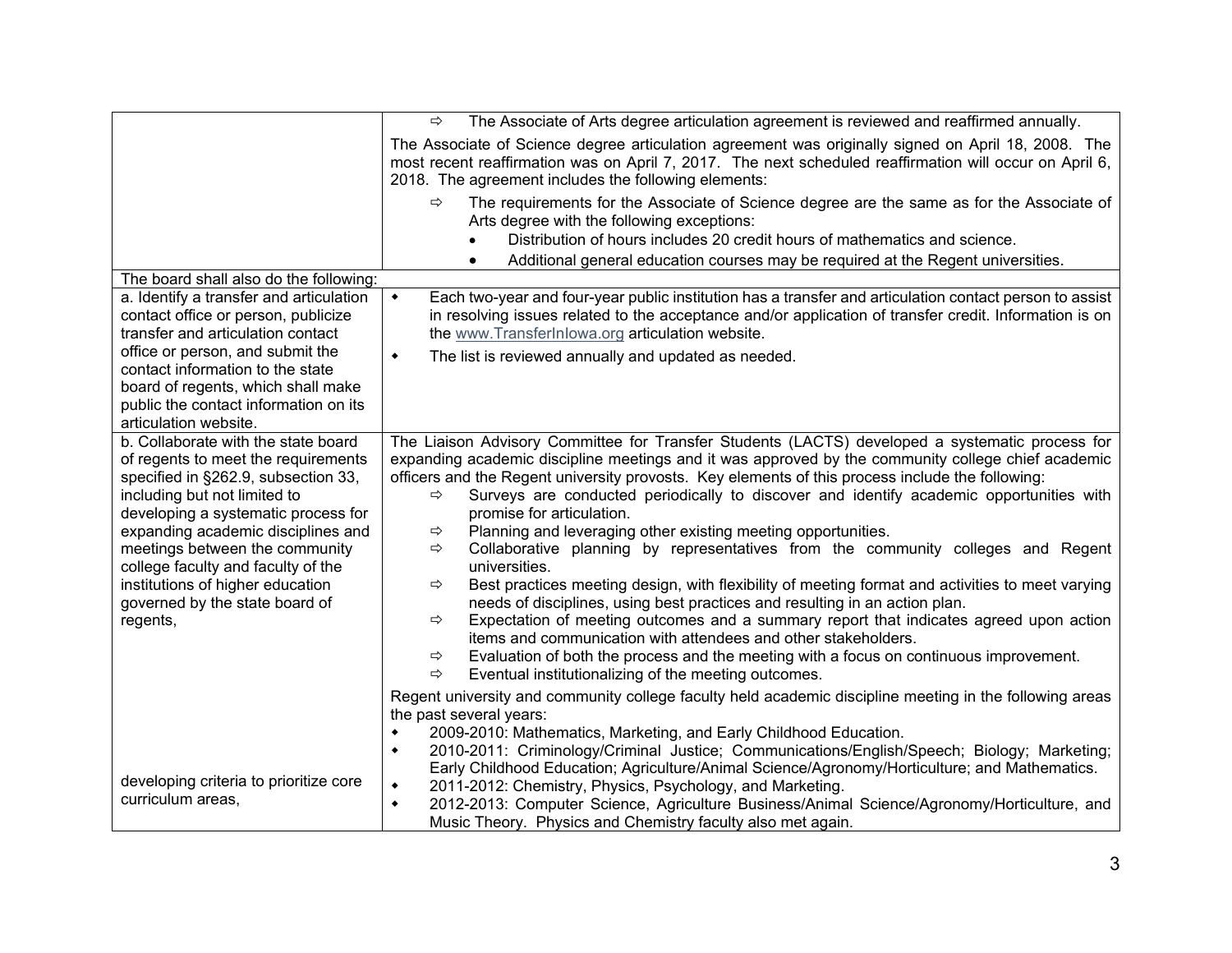| | |
|---|---|
| | ⇨ The Associate of Arts degree articulation agreement is reviewed and reaffirmed annually.<br><br>The Associate of Science degree articulation agreement was originally signed on April 18, 2008. The most recent reaffirmation was on April 7, 2017. The next scheduled reaffirmation will occur on April 6, 2018. The agreement includes the following elements:<br><br>⇨ The requirements for the Associate of Science degree are the same as for the Associate of Arts degree with the following exceptions:<br>• Distribution of hours includes 20 credit hours of mathematics and science.<br>• Additional general education courses may be required at the Regent universities. |
| The board shall also do the following: | |
| a. Identify a transfer and articulation contact office or person, publicize transfer and articulation contact office or person, and submit the contact information to the state board of regents, which shall make public the contact information on its articulation website. | ◆ Each two-year and four-year public institution has a transfer and articulation contact person to assist in resolving issues related to the acceptance and/or application of transfer credit. Information is on the www.TransferInIowa.org articulation website.<br>◆ The list is reviewed annually and updated as needed. |
| b. Collaborate with the state board of regents to meet the requirements specified in §262.9, subsection 33, including but not limited to developing a systematic process for expanding academic disciplines and meetings between the community college faculty and faculty of the institutions of higher education governed by the state board of regents,<br><br>developing criteria to prioritize core curriculum areas, | The Liaison Advisory Committee for Transfer Students (LACTS) developed a systematic process for expanding academic discipline meetings and it was approved by the community college chief academic officers and the Regent university provosts. Key elements of this process include the following:<br>⇨ Surveys are conducted periodically to discover and identify academic opportunities with promise for articulation.<br>⇨ Planning and leveraging other existing meeting opportunities.<br>⇨ Collaborative planning by representatives from the community colleges and Regent universities.<br>⇨ Best practices meeting design, with flexibility of meeting format and activities to meet varying needs of disciplines, using best practices and resulting in an action plan.<br>⇨ Expectation of meeting outcomes and a summary report that indicates agreed upon action items and communication with attendees and other stakeholders.<br>⇨ Evaluation of both the process and the meeting with a focus on continuous improvement.<br>⇨ Eventual institutionalizing of the meeting outcomes.<br><br>Regent university and community college faculty held academic discipline meeting in the following areas the past several years:<br>◆ 2009-2010: Mathematics, Marketing, and Early Childhood Education.<br>◆ 2010-2011: Criminology/Criminal Justice; Communications/English/Speech; Biology; Marketing; Early Childhood Education; Agriculture/Animal Science/Agronomy/Horticulture; and Mathematics.<br>◆ 2011-2012: Chemistry, Physics, Psychology, and Marketing.<br>◆ 2012-2013: Computer Science, Agriculture Business/Animal Science/Agronomy/Horticulture, and Music Theory. Physics and Chemistry faculty also met again. |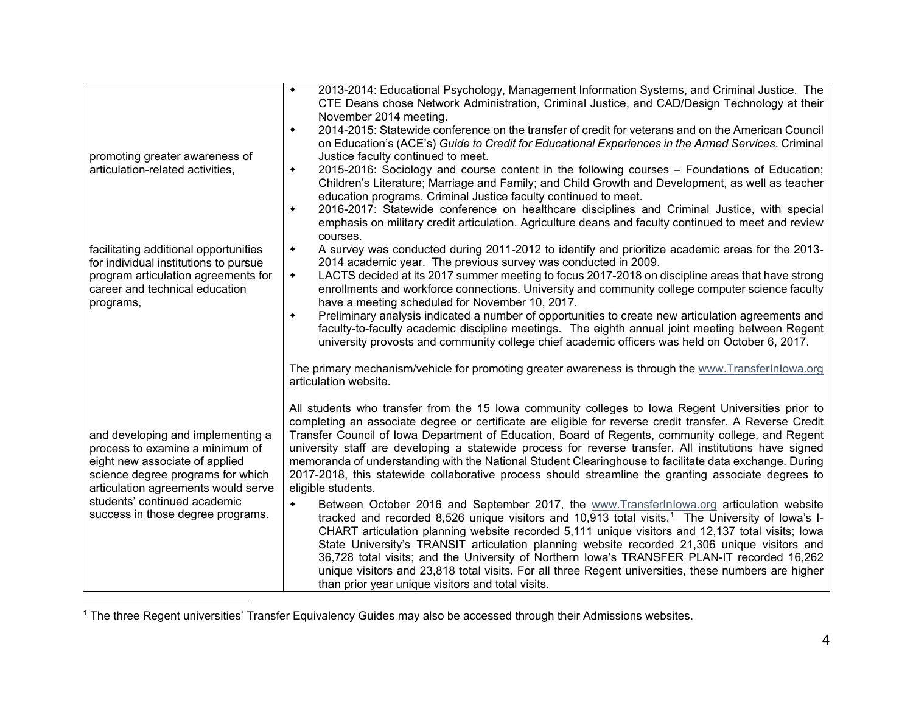| | |
|---|---|
| promoting greater awareness of articulation-related activities, | • 2013-2014: Educational Psychology, Management Information Systems, and Criminal Justice. The CTE Deans chose Network Administration, Criminal Justice, and CAD/Design Technology at their November 2014 meeting.<br>• 2014-2015: Statewide conference on the transfer of credit for veterans and on the American Council on Education's (ACE's) *Guide to Credit for Educational Experiences in the Armed Services*. Criminal Justice faculty continued to meet.<br>• 2015-2016: Sociology and course content in the following courses – Foundations of Education; Children's Literature; Marriage and Family; and Child Growth and Development, as well as teacher education programs. Criminal Justice faculty continued to meet.<br>• 2016-2017: Statewide conference on healthcare disciplines and Criminal Justice, with special emphasis on military credit articulation. Agriculture deans and faculty continued to meet and review courses. |
| facilitating additional opportunities for individual institutions to pursue program articulation agreements for career and technical education programs, | • A survey was conducted during 2011-2012 to identify and prioritize academic areas for the 2013-2014 academic year. The previous survey was conducted in 2009.<br>• LACTS decided at its 2017 summer meeting to focus 2017-2018 on discipline areas that have strong enrollments and workforce connections. University and community college computer science faculty have a meeting scheduled for November 10, 2017.<br>• Preliminary analysis indicated a number of opportunities to create new articulation agreements and faculty-to-faculty academic discipline meetings. The eighth annual joint meeting between Regent university provosts and community college chief academic officers was held on October 6, 2017.<br><br>The primary mechanism/vehicle for promoting greater awareness is through the www.TransferInIowa.org articulation website. |
| and developing and implementing a process to examine a minimum of eight new associate of applied science degree programs for which articulation agreements would serve students' continued academic success in those degree programs. | All students who transfer from the 15 Iowa community colleges to Iowa Regent Universities prior to completing an associate degree or certificate are eligible for reverse credit transfer. A Reverse Credit Transfer Council of Iowa Department of Education, Board of Regents, community college, and Regent university staff are developing a statewide process for reverse transfer. All institutions have signed memoranda of understanding with the National Student Clearinghouse to facilitate data exchange. During 2017-2018, this statewide collaborative process should streamline the granting associate degrees to eligible students.<br>• Between October 2016 and September 2017, the www.TransferInIowa.org articulation website tracked and recorded 8,526 unique visitors and 10,913 total visits.[1] The University of Iowa's I-CHART articulation planning website recorded 5,111 unique visitors and 12,137 total visits; Iowa State University's TRANSIT articulation planning website recorded 21,306 unique visitors and 36,728 total visits; and the University of Northern Iowa's TRANSFER PLAN-IT recorded 16,262 unique visitors and 23,818 total visits. For all three Regent universities, these numbers are higher than prior year unique visitors and total visits. |

[1] The three Regent universities' Transfer Equivalency Guides may also be accessed through their Admissions websites.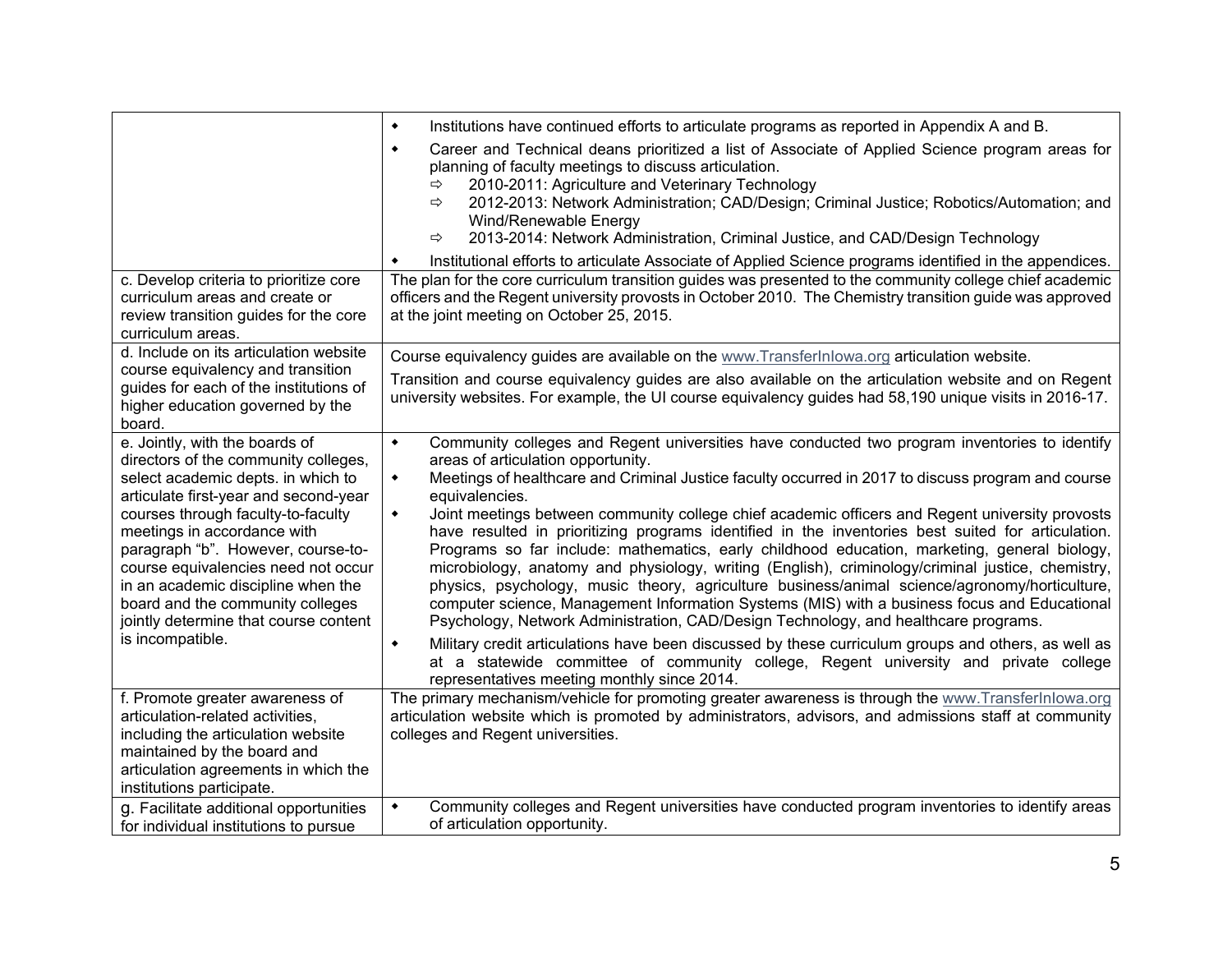| | |
|---|---|
| | • Institutions have continued efforts to articulate programs as reported in Appendix A and B.<br>• Career and Technical deans prioritized a list of Associate of Applied Science program areas for planning of faculty meetings to discuss articulation.<br>⇨ 2010-2011: Agriculture and Veterinary Technology<br>⇨ 2012-2013: Network Administration; CAD/Design; Criminal Justice; Robotics/Automation; and Wind/Renewable Energy<br>⇨ 2013-2014: Network Administration, Criminal Justice, and CAD/Design Technology<br>• Institutional efforts to articulate Associate of Applied Science programs identified in the appendices. |
| c. Develop criteria to prioritize core curriculum areas and create or review transition guides for the core curriculum areas. | The plan for the core curriculum transition guides was presented to the community college chief academic officers and the Regent university provosts in October 2010. The Chemistry transition guide was approved at the joint meeting on October 25, 2015. |
| d. Include on its articulation website course equivalency and transition guides for each of the institutions of higher education governed by the board. | Course equivalency guides are available on the www.TransferInIowa.org articulation website.<br>Transition and course equivalency guides are also available on the articulation website and on Regent university websites. For example, the UI course equivalency guides had 58,190 unique visits in 2016-17. |
| e. Jointly, with the boards of directors of the community colleges, select academic depts. in which to articulate first-year and second-year courses through faculty-to-faculty meetings in accordance with paragraph "b". However, course-to-course equivalencies need not occur in an academic discipline when the board and the community colleges jointly determine that course content is incompatible. | • Community colleges and Regent universities have conducted two program inventories to identify areas of articulation opportunity.<br>• Meetings of healthcare and Criminal Justice faculty occurred in 2017 to discuss program and course equivalencies.<br>• Joint meetings between community college chief academic officers and Regent university provosts have resulted in prioritizing programs identified in the inventories best suited for articulation. Programs so far include: mathematics, early childhood education, marketing, general biology, microbiology, anatomy and physiology, writing (English), criminology/criminal justice, chemistry, physics, psychology, music theory, agriculture business/animal science/agronomy/horticulture, computer science, Management Information Systems (MIS) with a business focus and Educational Psychology, Network Administration, CAD/Design Technology, and healthcare programs.<br>• Military credit articulations have been discussed by these curriculum groups and others, as well as at a statewide committee of community college, Regent university and private college representatives meeting monthly since 2014. |
| f. Promote greater awareness of articulation-related activities, including the articulation website maintained by the board and articulation agreements in which the institutions participate. | The primary mechanism/vehicle for promoting greater awareness is through the www.TransferInIowa.org articulation website which is promoted by administrators, advisors, and admissions staff at community colleges and Regent universities. |
| g. Facilitate additional opportunities for individual institutions to pursue | • Community colleges and Regent universities have conducted program inventories to identify areas of articulation opportunity. |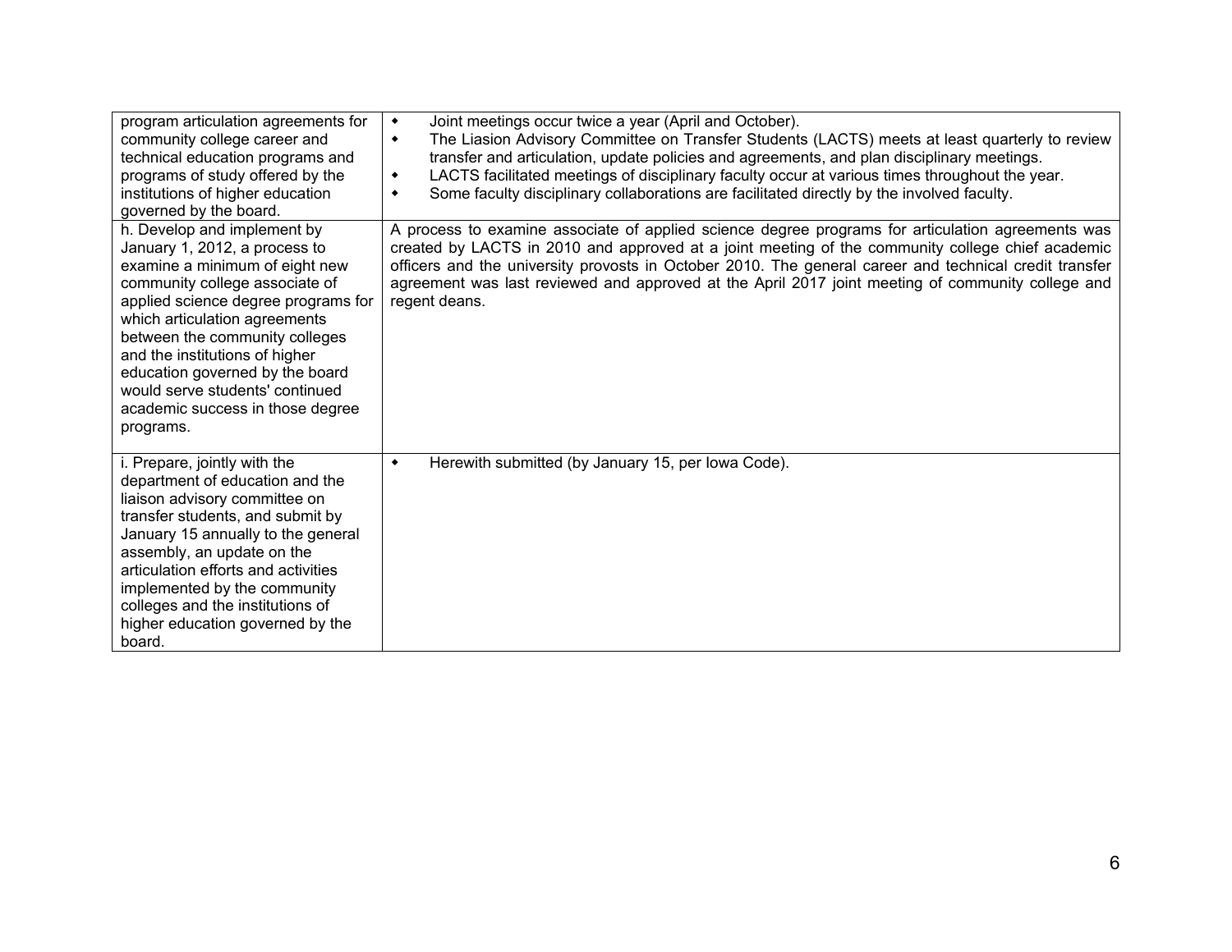| | |
|---|---|
| program articulation agreements for community college career and technical education programs and programs of study offered by the institutions of higher education governed by the board. | • Joint meetings occur twice a year (April and October).<br>• The Liasion Advisory Committee on Transfer Students (LACTS) meets at least quarterly to review transfer and articulation, update policies and agreements, and plan disciplinary meetings.<br>• LACTS facilitated meetings of disciplinary faculty occur at various times throughout the year.<br>• Some faculty disciplinary collaborations are facilitated directly by the involved faculty. |
| h. Develop and implement by January 1, 2012, a process to examine a minimum of eight new community college associate of applied science degree programs for which articulation agreements between the community colleges and the institutions of higher education governed by the board would serve students' continued academic success in those degree programs. | A process to examine associate of applied science degree programs for articulation agreements was created by LACTS in 2010 and approved at a joint meeting of the community college chief academic officers and the university provosts in October 2010. The general career and technical credit transfer agreement was last reviewed and approved at the April 2017 joint meeting of community college and regent deans. |
| i. Prepare, jointly with the department of education and the liaison advisory committee on transfer students, and submit by January 15 annually to the general assembly, an update on the articulation efforts and activities implemented by the community colleges and the institutions of higher education governed by the board. | • Herewith submitted (by January 15, per Iowa Code). |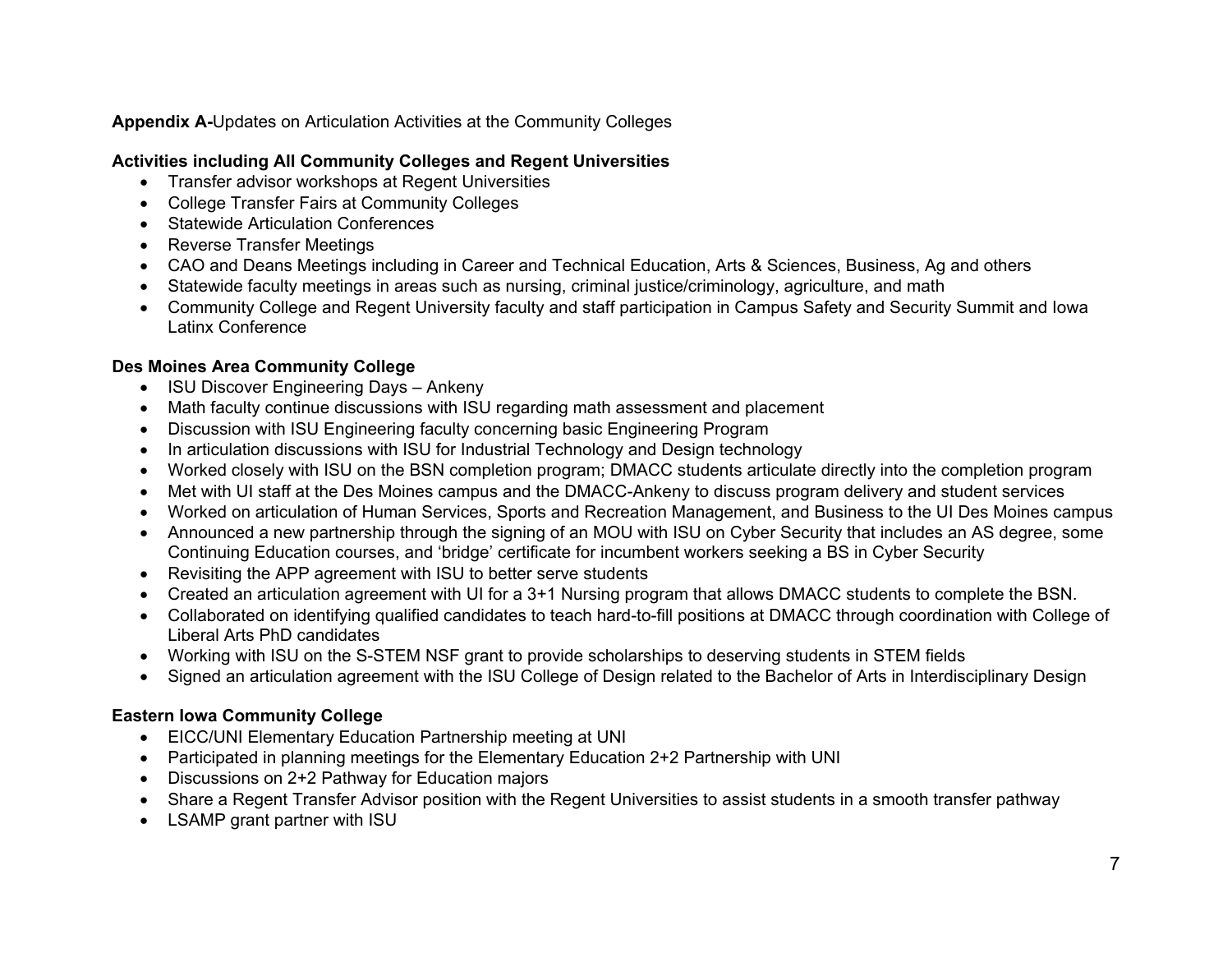**Appendix A-**Updates on Articulation Activities at the Community Colleges

**Activities including All Community Colleges and Regent Universities**

- Transfer advisor workshops at Regent Universities
- College Transfer Fairs at Community Colleges
- Statewide Articulation Conferences
- Reverse Transfer Meetings
- CAO and Deans Meetings including in Career and Technical Education, Arts & Sciences, Business, Ag and others
- Statewide faculty meetings in areas such as nursing, criminal justice/criminology, agriculture, and math
- Community College and Regent University faculty and staff participation in Campus Safety and Security Summit and Iowa Latinx Conference

**Des Moines Area Community College**

- ISU Discover Engineering Days – Ankeny
- Math faculty continue discussions with ISU regarding math assessment and placement
- Discussion with ISU Engineering faculty concerning basic Engineering Program
- In articulation discussions with ISU for Industrial Technology and Design technology
- Worked closely with ISU on the BSN completion program; DMACC students articulate directly into the completion program
- Met with UI staff at the Des Moines campus and the DMACC-Ankeny to discuss program delivery and student services
- Worked on articulation of Human Services, Sports and Recreation Management, and Business to the UI Des Moines campus
- Announced a new partnership through the signing of an MOU with ISU on Cyber Security that includes an AS degree, some Continuing Education courses, and 'bridge' certificate for incumbent workers seeking a BS in Cyber Security
- Revisiting the APP agreement with ISU to better serve students
- Created an articulation agreement with UI for a 3+1 Nursing program that allows DMACC students to complete the BSN.
- Collaborated on identifying qualified candidates to teach hard-to-fill positions at DMACC through coordination with College of Liberal Arts PhD candidates
- Working with ISU on the S-STEM NSF grant to provide scholarships to deserving students in STEM fields
- Signed an articulation agreement with the ISU College of Design related to the Bachelor of Arts in Interdisciplinary Design

**Eastern Iowa Community College**

- EICC/UNI Elementary Education Partnership meeting at UNI
- Participated in planning meetings for the Elementary Education 2+2 Partnership with UNI
- Discussions on 2+2 Pathway for Education majors
- Share a Regent Transfer Advisor position with the Regent Universities to assist students in a smooth transfer pathway
- LSAMP grant partner with ISU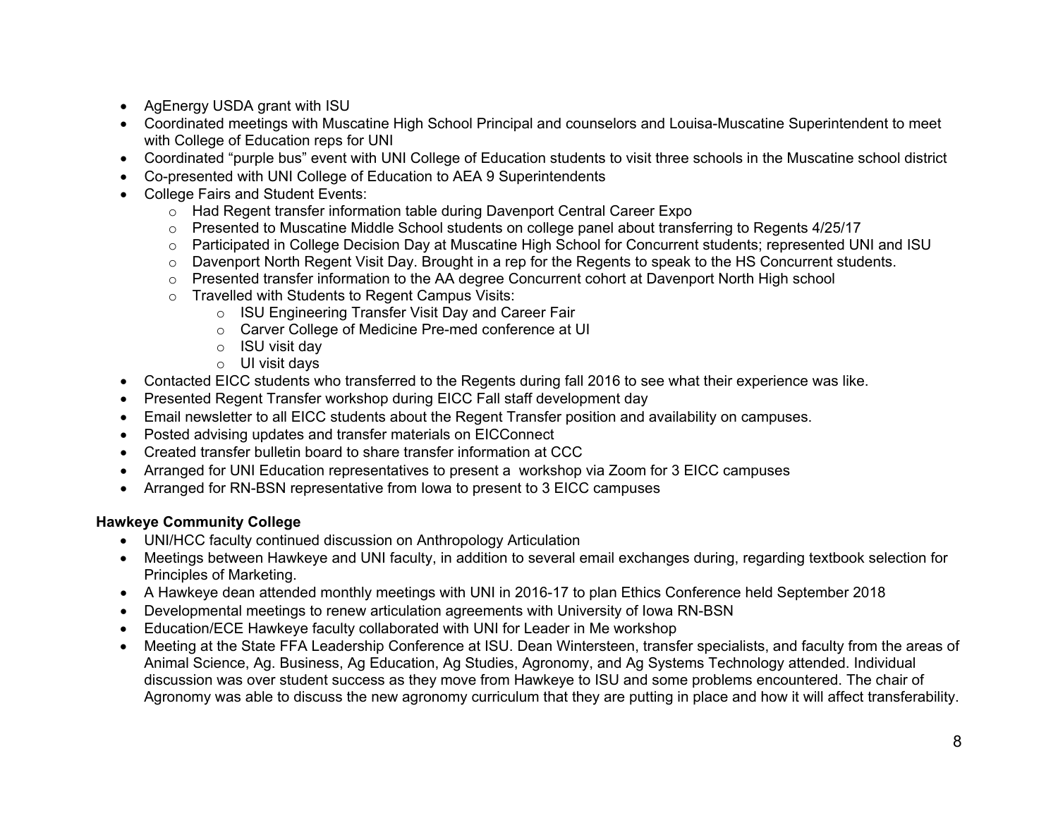- AgEnergy USDA grant with ISU
- Coordinated meetings with Muscatine High School Principal and counselors and Louisa-Muscatine Superintendent to meet with College of Education reps for UNI
- Coordinated "purple bus" event with UNI College of Education students to visit three schools in the Muscatine school district
- Co-presented with UNI College of Education to AEA 9 Superintendents
- College Fairs and Student Events:
  - Had Regent transfer information table during Davenport Central Career Expo
  - Presented to Muscatine Middle School students on college panel about transferring to Regents 4/25/17
  - Participated in College Decision Day at Muscatine High School for Concurrent students; represented UNI and ISU
  - Davenport North Regent Visit Day. Brought in a rep for the Regents to speak to the HS Concurrent students.
  - Presented transfer information to the AA degree Concurrent cohort at Davenport North High school
  - Travelled with Students to Regent Campus Visits:
    - ISU Engineering Transfer Visit Day and Career Fair
    - Carver College of Medicine Pre-med conference at UI
    - ISU visit day
    - UI visit days
- Contacted EICC students who transferred to the Regents during fall 2016 to see what their experience was like.
- Presented Regent Transfer workshop during EICC Fall staff development day
- Email newsletter to all EICC students about the Regent Transfer position and availability on campuses.
- Posted advising updates and transfer materials on EICConnect
- Created transfer bulletin board to share transfer information at CCC
- Arranged for UNI Education representatives to present a workshop via Zoom for 3 EICC campuses
- Arranged for RN-BSN representative from Iowa to present to 3 EICC campuses

**Hawkeye Community College**

- UNI/HCC faculty continued discussion on Anthropology Articulation
- Meetings between Hawkeye and UNI faculty, in addition to several email exchanges during, regarding textbook selection for Principles of Marketing.
- A Hawkeye dean attended monthly meetings with UNI in 2016-17 to plan Ethics Conference held September 2018
- Developmental meetings to renew articulation agreements with University of Iowa RN-BSN
- Education/ECE Hawkeye faculty collaborated with UNI for Leader in Me workshop
- Meeting at the State FFA Leadership Conference at ISU. Dean Wintersteen, transfer specialists, and faculty from the areas of Animal Science, Ag. Business, Ag Education, Ag Studies, Agronomy, and Ag Systems Technology attended. Individual discussion was over student success as they move from Hawkeye to ISU and some problems encountered. The chair of Agronomy was able to discuss the new agronomy curriculum that they are putting in place and how it will affect transferability.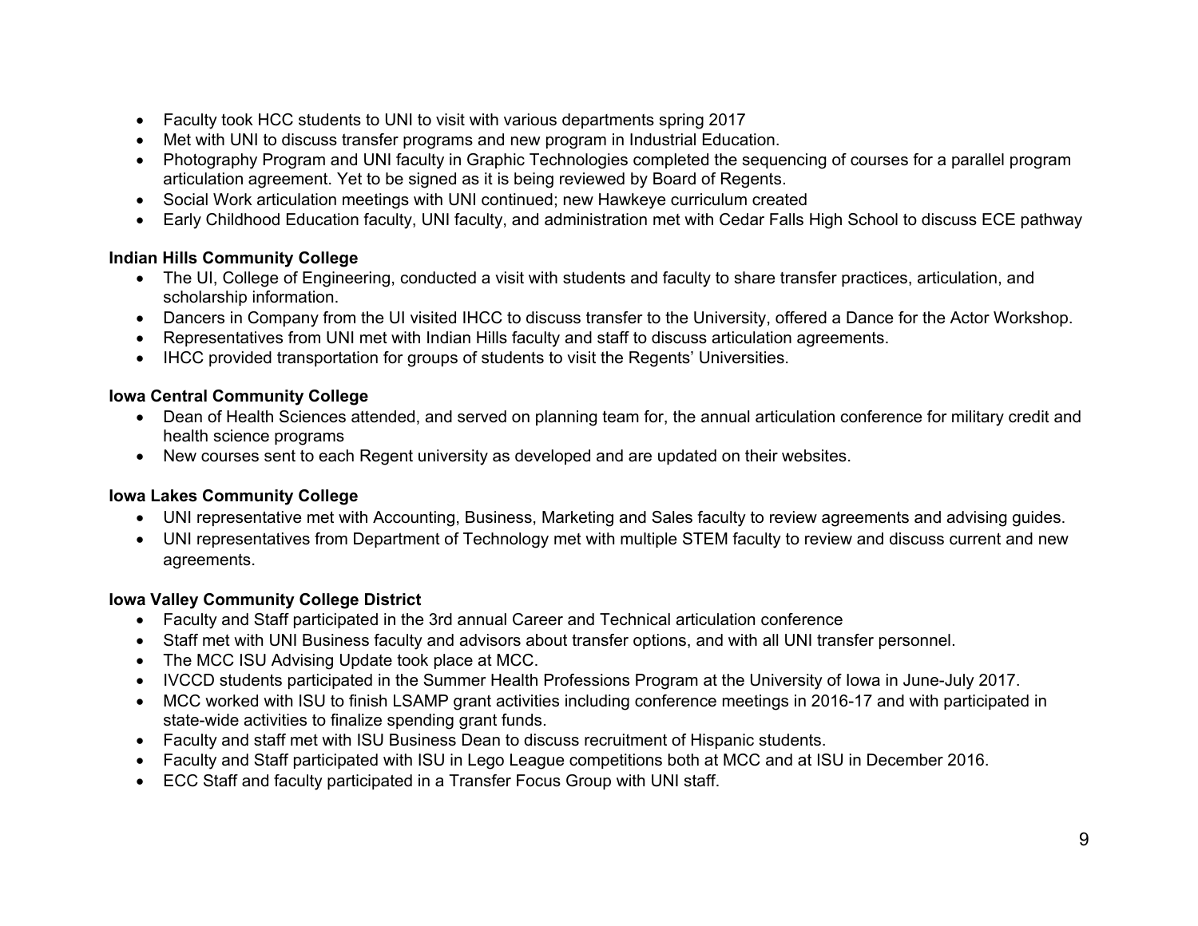- Faculty took HCC students to UNI to visit with various departments spring 2017
- Met with UNI to discuss transfer programs and new program in Industrial Education.
- Photography Program and UNI faculty in Graphic Technologies completed the sequencing of courses for a parallel program articulation agreement. Yet to be signed as it is being reviewed by Board of Regents.
- Social Work articulation meetings with UNI continued; new Hawkeye curriculum created
- Early Childhood Education faculty, UNI faculty, and administration met with Cedar Falls High School to discuss ECE pathway

**Indian Hills Community College**

- The UI, College of Engineering, conducted a visit with students and faculty to share transfer practices, articulation, and scholarship information.
- Dancers in Company from the UI visited IHCC to discuss transfer to the University, offered a Dance for the Actor Workshop.
- Representatives from UNI met with Indian Hills faculty and staff to discuss articulation agreements.
- IHCC provided transportation for groups of students to visit the Regents' Universities.

**Iowa Central Community College**

- Dean of Health Sciences attended, and served on planning team for, the annual articulation conference for military credit and health science programs
- New courses sent to each Regent university as developed and are updated on their websites.

**Iowa Lakes Community College**

- UNI representative met with Accounting, Business, Marketing and Sales faculty to review agreements and advising guides.
- UNI representatives from Department of Technology met with multiple STEM faculty to review and discuss current and new agreements.

**Iowa Valley Community College District**

- Faculty and Staff participated in the 3rd annual Career and Technical articulation conference
- Staff met with UNI Business faculty and advisors about transfer options, and with all UNI transfer personnel.
- The MCC ISU Advising Update took place at MCC.
- IVCCD students participated in the Summer Health Professions Program at the University of Iowa in June-July 2017.
- MCC worked with ISU to finish LSAMP grant activities including conference meetings in 2016-17 and with participated in state-wide activities to finalize spending grant funds.
- Faculty and staff met with ISU Business Dean to discuss recruitment of Hispanic students.
- Faculty and Staff participated with ISU in Lego League competitions both at MCC and at ISU in December 2016.
- ECC Staff and faculty participated in a Transfer Focus Group with UNI staff.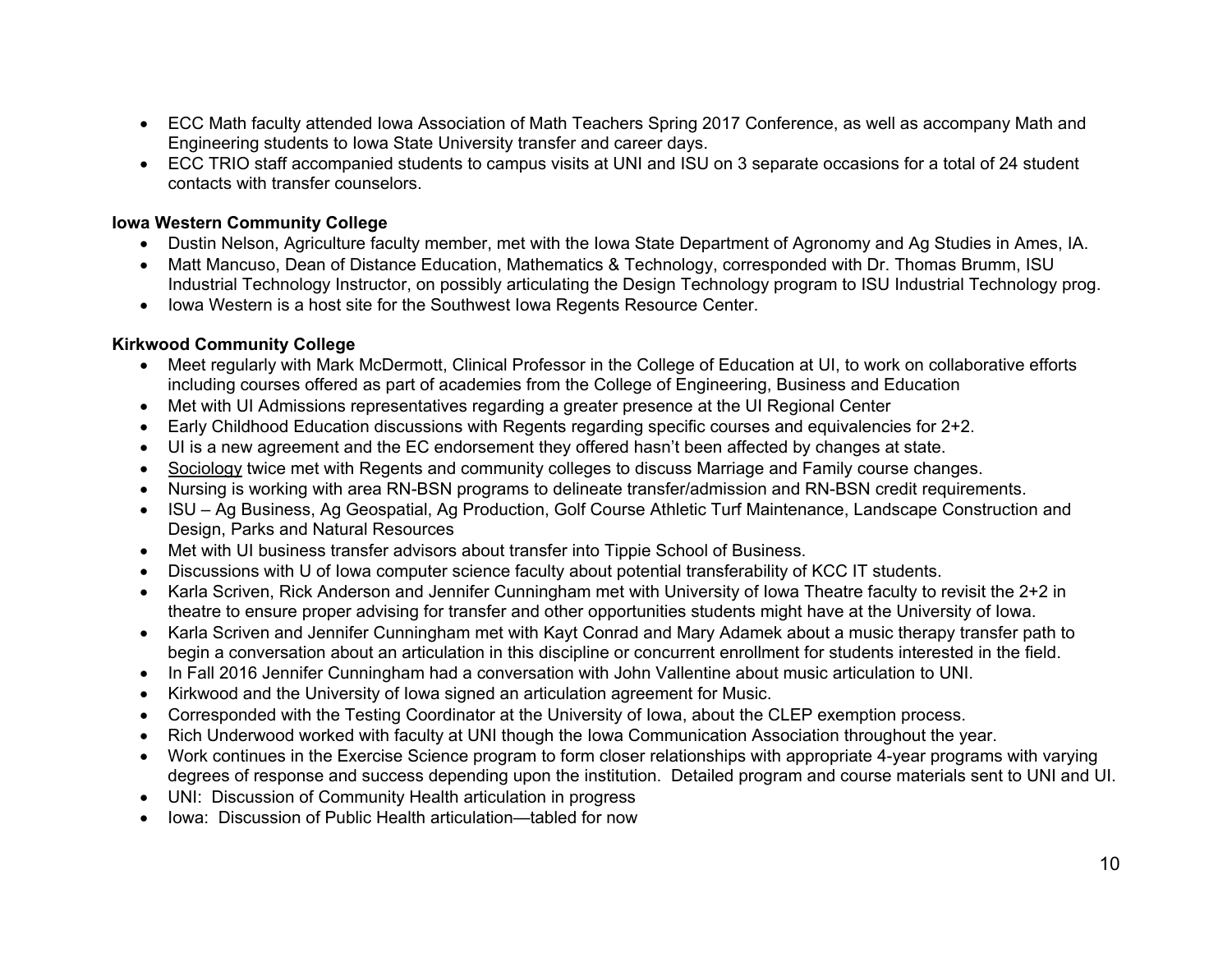- ECC Math faculty attended Iowa Association of Math Teachers Spring 2017 Conference, as well as accompany Math and Engineering students to Iowa State University transfer and career days.
- ECC TRIO staff accompanied students to campus visits at UNI and ISU on 3 separate occasions for a total of 24 student contacts with transfer counselors.

**Iowa Western Community College**

- Dustin Nelson, Agriculture faculty member, met with the Iowa State Department of Agronomy and Ag Studies in Ames, IA.
- Matt Mancuso, Dean of Distance Education, Mathematics & Technology, corresponded with Dr. Thomas Brumm, ISU Industrial Technology Instructor, on possibly articulating the Design Technology program to ISU Industrial Technology prog.
- Iowa Western is a host site for the Southwest Iowa Regents Resource Center.

**Kirkwood Community College**

- Meet regularly with Mark McDermott, Clinical Professor in the College of Education at UI, to work on collaborative efforts including courses offered as part of academies from the College of Engineering, Business and Education
- Met with UI Admissions representatives regarding a greater presence at the UI Regional Center
- Early Childhood Education discussions with Regents regarding specific courses and equivalencies for 2+2.
- UI is a new agreement and the EC endorsement they offered hasn't been affected by changes at state.
- Sociology twice met with Regents and community colleges to discuss Marriage and Family course changes.
- Nursing is working with area RN-BSN programs to delineate transfer/admission and RN-BSN credit requirements.
- ISU – Ag Business, Ag Geospatial, Ag Production, Golf Course Athletic Turf Maintenance, Landscape Construction and Design, Parks and Natural Resources
- Met with UI business transfer advisors about transfer into Tippie School of Business.
- Discussions with U of Iowa computer science faculty about potential transferability of KCC IT students.
- Karla Scriven, Rick Anderson and Jennifer Cunningham met with University of Iowa Theatre faculty to revisit the 2+2 in theatre to ensure proper advising for transfer and other opportunities students might have at the University of Iowa.
- Karla Scriven and Jennifer Cunningham met with Kayt Conrad and Mary Adamek about a music therapy transfer path to begin a conversation about an articulation in this discipline or concurrent enrollment for students interested in the field.
- In Fall 2016 Jennifer Cunningham had a conversation with John Vallentine about music articulation to UNI.
- Kirkwood and the University of Iowa signed an articulation agreement for Music.
- Corresponded with the Testing Coordinator at the University of Iowa, about the CLEP exemption process.
- Rich Underwood worked with faculty at UNI though the Iowa Communication Association throughout the year.
- Work continues in the Exercise Science program to form closer relationships with appropriate 4-year programs with varying degrees of response and success depending upon the institution. Detailed program and course materials sent to UNI and UI.
- UNI: Discussion of Community Health articulation in progress
- Iowa: Discussion of Public Health articulation—tabled for now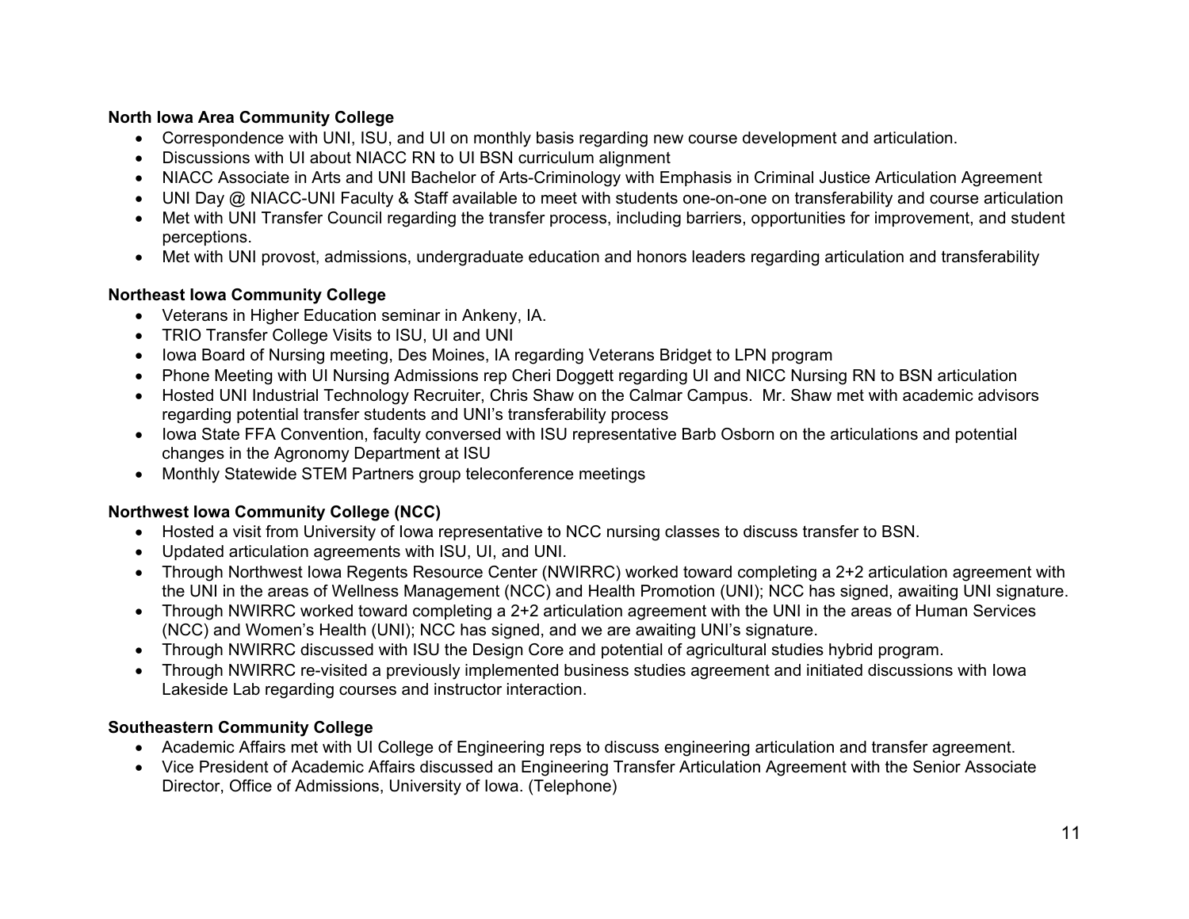**North Iowa Area Community College**

- Correspondence with UNI, ISU, and UI on monthly basis regarding new course development and articulation.
- Discussions with UI about NIACC RN to UI BSN curriculum alignment
- NIACC Associate in Arts and UNI Bachelor of Arts-Criminology with Emphasis in Criminal Justice Articulation Agreement
- UNI Day @ NIACC-UNI Faculty & Staff available to meet with students one-on-one on transferability and course articulation
- Met with UNI Transfer Council regarding the transfer process, including barriers, opportunities for improvement, and student perceptions.
- Met with UNI provost, admissions, undergraduate education and honors leaders regarding articulation and transferability

**Northeast Iowa Community College**

- Veterans in Higher Education seminar in Ankeny, IA.
- TRIO Transfer College Visits to ISU, UI and UNI
- Iowa Board of Nursing meeting, Des Moines, IA regarding Veterans Bridget to LPN program
- Phone Meeting with UI Nursing Admissions rep Cheri Doggett regarding UI and NICC Nursing RN to BSN articulation
- Hosted UNI Industrial Technology Recruiter, Chris Shaw on the Calmar Campus. Mr. Shaw met with academic advisors regarding potential transfer students and UNI's transferability process
- Iowa State FFA Convention, faculty conversed with ISU representative Barb Osborn on the articulations and potential changes in the Agronomy Department at ISU
- Monthly Statewide STEM Partners group teleconference meetings

**Northwest Iowa Community College (NCC)**

- Hosted a visit from University of Iowa representative to NCC nursing classes to discuss transfer to BSN.
- Updated articulation agreements with ISU, UI, and UNI.
- Through Northwest Iowa Regents Resource Center (NWIRRC) worked toward completing a 2+2 articulation agreement with the UNI in the areas of Wellness Management (NCC) and Health Promotion (UNI); NCC has signed, awaiting UNI signature.
- Through NWIRRC worked toward completing a 2+2 articulation agreement with the UNI in the areas of Human Services (NCC) and Women's Health (UNI); NCC has signed, and we are awaiting UNI's signature.
- Through NWIRRC discussed with ISU the Design Core and potential of agricultural studies hybrid program.
- Through NWIRRC re-visited a previously implemented business studies agreement and initiated discussions with Iowa Lakeside Lab regarding courses and instructor interaction.

**Southeastern Community College**

- Academic Affairs met with UI College of Engineering reps to discuss engineering articulation and transfer agreement.
- Vice President of Academic Affairs discussed an Engineering Transfer Articulation Agreement with the Senior Associate Director, Office of Admissions, University of Iowa. (Telephone)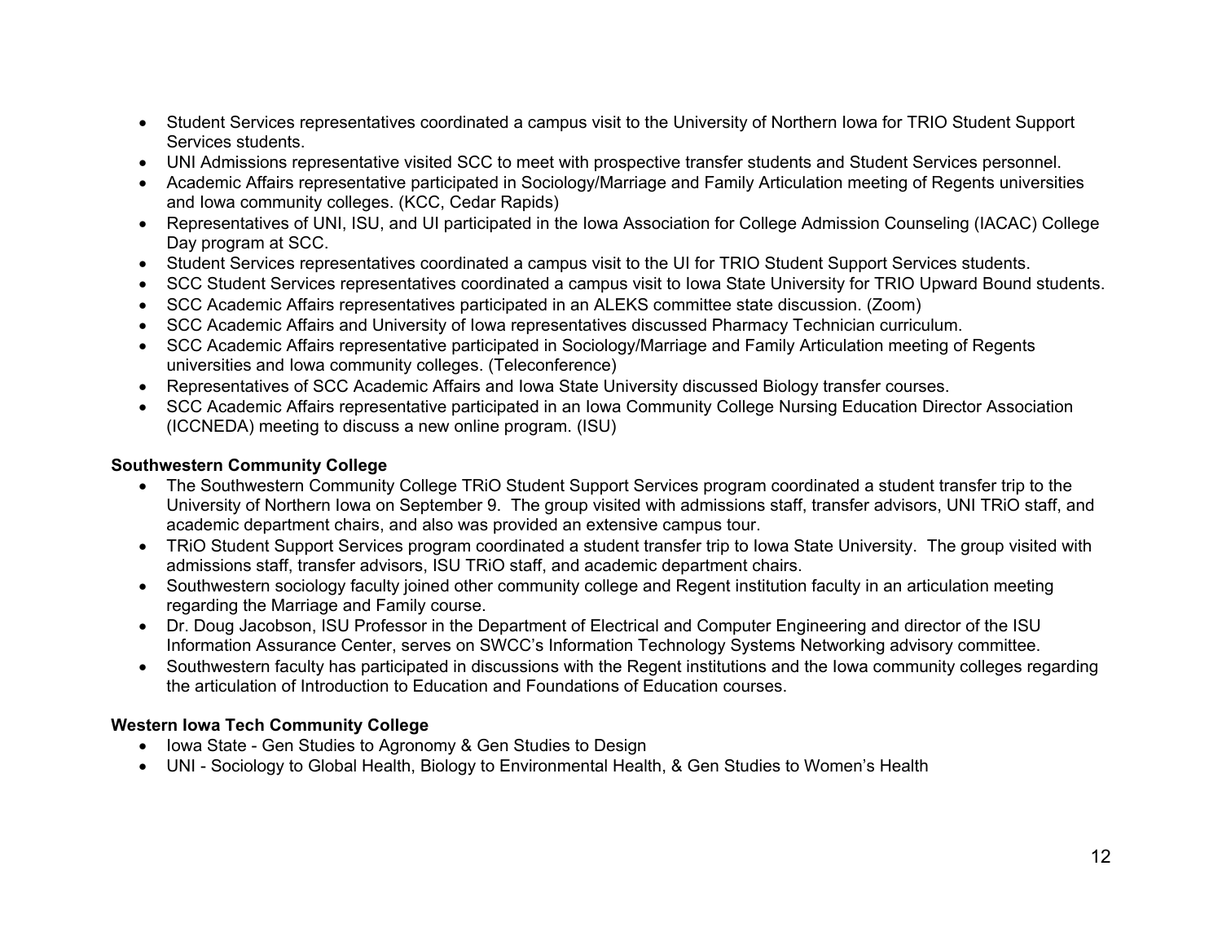- Student Services representatives coordinated a campus visit to the University of Northern Iowa for TRIO Student Support Services students.
- UNI Admissions representative visited SCC to meet with prospective transfer students and Student Services personnel.
- Academic Affairs representative participated in Sociology/Marriage and Family Articulation meeting of Regents universities and Iowa community colleges. (KCC, Cedar Rapids)
- Representatives of UNI, ISU, and UI participated in the Iowa Association for College Admission Counseling (IACAC) College Day program at SCC.
- Student Services representatives coordinated a campus visit to the UI for TRIO Student Support Services students.
- SCC Student Services representatives coordinated a campus visit to Iowa State University for TRIO Upward Bound students.
- SCC Academic Affairs representatives participated in an ALEKS committee state discussion. (Zoom)
- SCC Academic Affairs and University of Iowa representatives discussed Pharmacy Technician curriculum.
- SCC Academic Affairs representative participated in Sociology/Marriage and Family Articulation meeting of Regents universities and Iowa community colleges. (Teleconference)
- Representatives of SCC Academic Affairs and Iowa State University discussed Biology transfer courses.
- SCC Academic Affairs representative participated in an Iowa Community College Nursing Education Director Association (ICCNEDA) meeting to discuss a new online program. (ISU)

**Southwestern Community College**

- The Southwestern Community College TRiO Student Support Services program coordinated a student transfer trip to the University of Northern Iowa on September 9. The group visited with admissions staff, transfer advisors, UNI TRiO staff, and academic department chairs, and also was provided an extensive campus tour.
- TRiO Student Support Services program coordinated a student transfer trip to Iowa State University. The group visited with admissions staff, transfer advisors, ISU TRiO staff, and academic department chairs.
- Southwestern sociology faculty joined other community college and Regent institution faculty in an articulation meeting regarding the Marriage and Family course.
- Dr. Doug Jacobson, ISU Professor in the Department of Electrical and Computer Engineering and director of the ISU Information Assurance Center, serves on SWCC's Information Technology Systems Networking advisory committee.
- Southwestern faculty has participated in discussions with the Regent institutions and the Iowa community colleges regarding the articulation of Introduction to Education and Foundations of Education courses.

**Western Iowa Tech Community College**

- Iowa State - Gen Studies to Agronomy & Gen Studies to Design
- UNI - Sociology to Global Health, Biology to Environmental Health, & Gen Studies to Women's Health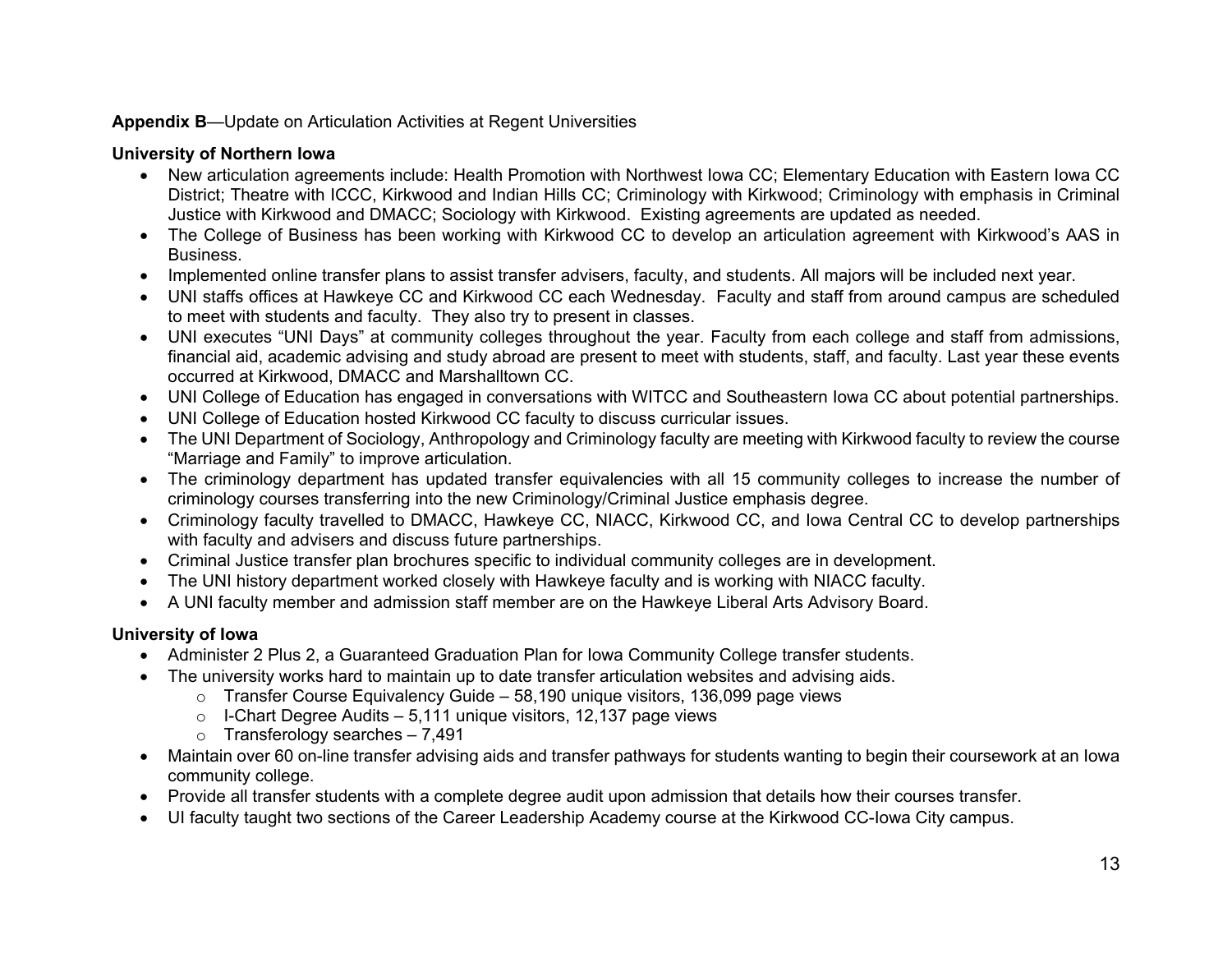**Appendix B**—Update on Articulation Activities at Regent Universities

**University of Northern Iowa**

- New articulation agreements include: Health Promotion with Northwest Iowa CC; Elementary Education with Eastern Iowa CC District; Theatre with ICCC, Kirkwood and Indian Hills CC; Criminology with Kirkwood; Criminology with emphasis in Criminal Justice with Kirkwood and DMACC; Sociology with Kirkwood. Existing agreements are updated as needed.
- The College of Business has been working with Kirkwood CC to develop an articulation agreement with Kirkwood's AAS in Business.
- Implemented online transfer plans to assist transfer advisers, faculty, and students. All majors will be included next year.
- UNI staffs offices at Hawkeye CC and Kirkwood CC each Wednesday. Faculty and staff from around campus are scheduled to meet with students and faculty. They also try to present in classes.
- UNI executes "UNI Days" at community colleges throughout the year. Faculty from each college and staff from admissions, financial aid, academic advising and study abroad are present to meet with students, staff, and faculty. Last year these events occurred at Kirkwood, DMACC and Marshalltown CC.
- UNI College of Education has engaged in conversations with WITCC and Southeastern Iowa CC about potential partnerships.
- UNI College of Education hosted Kirkwood CC faculty to discuss curricular issues.
- The UNI Department of Sociology, Anthropology and Criminology faculty are meeting with Kirkwood faculty to review the course "Marriage and Family" to improve articulation.
- The criminology department has updated transfer equivalencies with all 15 community colleges to increase the number of criminology courses transferring into the new Criminology/Criminal Justice emphasis degree.
- Criminology faculty travelled to DMACC, Hawkeye CC, NIACC, Kirkwood CC, and Iowa Central CC to develop partnerships with faculty and advisers and discuss future partnerships.
- Criminal Justice transfer plan brochures specific to individual community colleges are in development.
- The UNI history department worked closely with Hawkeye faculty and is working with NIACC faculty.
- A UNI faculty member and admission staff member are on the Hawkeye Liberal Arts Advisory Board.

**University of Iowa**

- Administer 2 Plus 2, a Guaranteed Graduation Plan for Iowa Community College transfer students.
- The university works hard to maintain up to date transfer articulation websites and advising aids.
  - Transfer Course Equivalency Guide – 58,190 unique visitors, 136,099 page views
  - I-Chart Degree Audits – 5,111 unique visitors, 12,137 page views
  - Transferology searches – 7,491
- Maintain over 60 on-line transfer advising aids and transfer pathways for students wanting to begin their coursework at an Iowa community college.
- Provide all transfer students with a complete degree audit upon admission that details how their courses transfer.
- UI faculty taught two sections of the Career Leadership Academy course at the Kirkwood CC-Iowa City campus.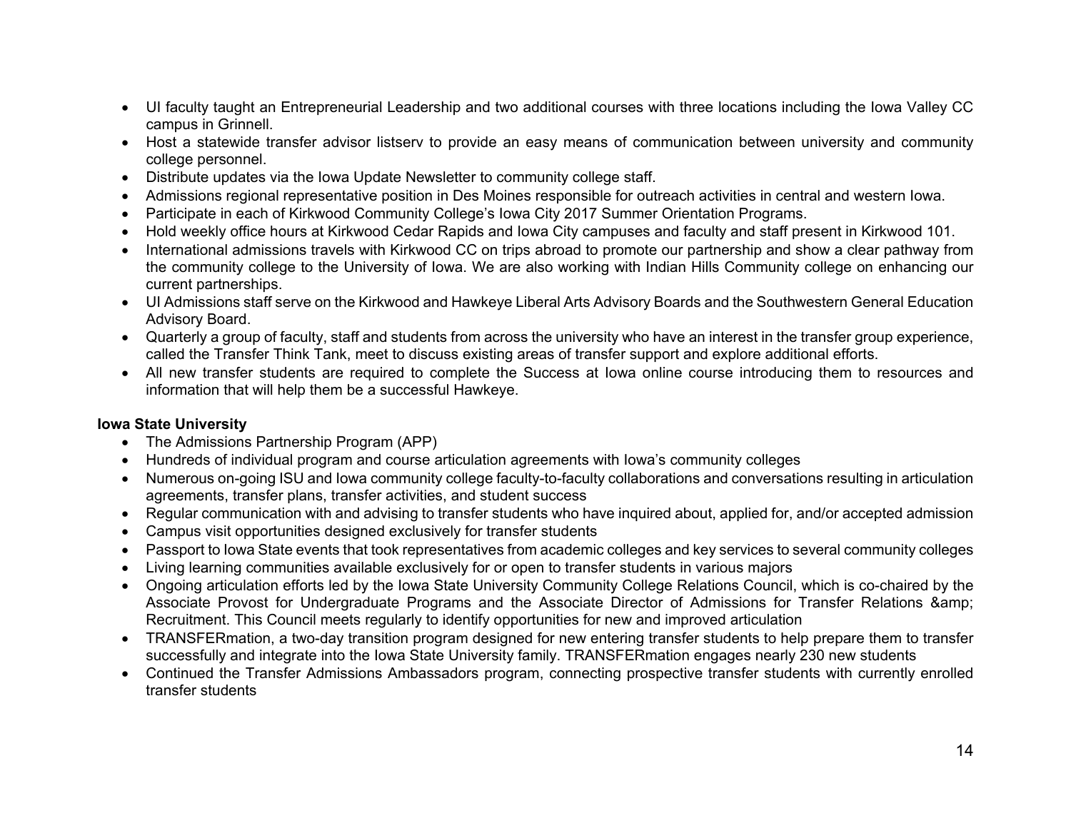- UI faculty taught an Entrepreneurial Leadership and two additional courses with three locations including the Iowa Valley CC campus in Grinnell.
- Host a statewide transfer advisor listserv to provide an easy means of communication between university and community college personnel.
- Distribute updates via the Iowa Update Newsletter to community college staff.
- Admissions regional representative position in Des Moines responsible for outreach activities in central and western Iowa.
- Participate in each of Kirkwood Community College's Iowa City 2017 Summer Orientation Programs.
- Hold weekly office hours at Kirkwood Cedar Rapids and Iowa City campuses and faculty and staff present in Kirkwood 101.
- International admissions travels with Kirkwood CC on trips abroad to promote our partnership and show a clear pathway from the community college to the University of Iowa. We are also working with Indian Hills Community college on enhancing our current partnerships.
- UI Admissions staff serve on the Kirkwood and Hawkeye Liberal Arts Advisory Boards and the Southwestern General Education Advisory Board.
- Quarterly a group of faculty, staff and students from across the university who have an interest in the transfer group experience, called the Transfer Think Tank, meet to discuss existing areas of transfer support and explore additional efforts.
- All new transfer students are required to complete the Success at Iowa online course introducing them to resources and information that will help them be a successful Hawkeye.

**Iowa State University**

- The Admissions Partnership Program (APP)
- Hundreds of individual program and course articulation agreements with Iowa's community colleges
- Numerous on-going ISU and Iowa community college faculty-to-faculty collaborations and conversations resulting in articulation agreements, transfer plans, transfer activities, and student success
- Regular communication with and advising to transfer students who have inquired about, applied for, and/or accepted admission
- Campus visit opportunities designed exclusively for transfer students
- Passport to Iowa State events that took representatives from academic colleges and key services to several community colleges
- Living learning communities available exclusively for or open to transfer students in various majors
- Ongoing articulation efforts led by the Iowa State University Community College Relations Council, which is co-chaired by the Associate Provost for Undergraduate Programs and the Associate Director of Admissions for Transfer Relations &amp; Recruitment. This Council meets regularly to identify opportunities for new and improved articulation
- TRANSFERmation, a two-day transition program designed for new entering transfer students to help prepare them to transfer successfully and integrate into the Iowa State University family. TRANSFERmation engages nearly 230 new students
- Continued the Transfer Admissions Ambassadors program, connecting prospective transfer students with currently enrolled transfer students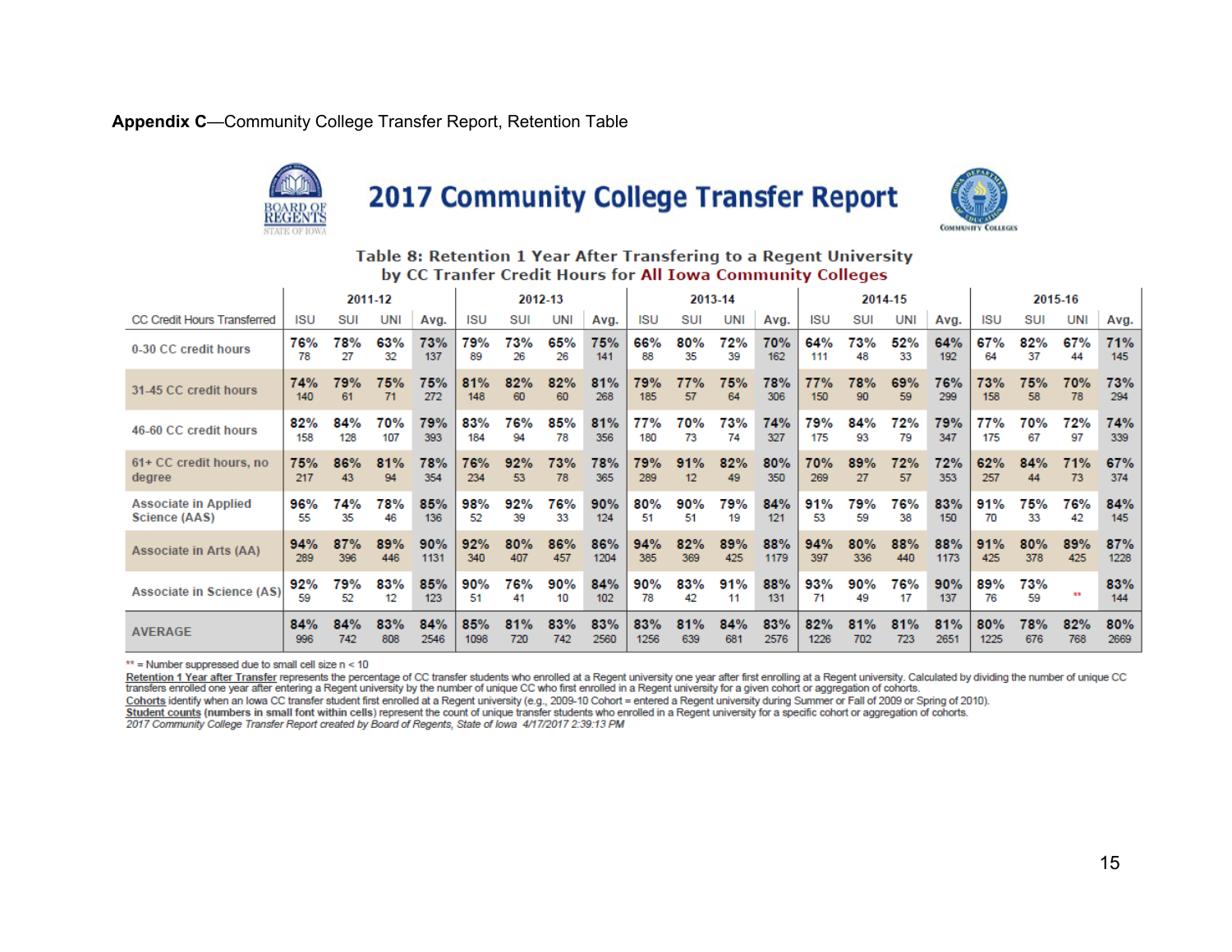**Appendix C**—Community College Transfer Report, Retention Table

# 2017 Community College Transfer Report

## Table 8: Retention 1 Year After Transfering to a Regent University by CC Tranfer Credit Hours for All Iowa Community Colleges

| | 2011-12 | | | | 2012-13 | | | | 2013-14 | | | | 2014-15 | | | | 2015-16 | | | |
|---|---|---|---|---|---|---|---|---|---|---|---|---|---|---|---|---|---|---|---|---|
| CC Credit Hours Transferred | ISU | SUI | UNI | Avg. | ISU | SUI | UNI | Avg. | ISU | SUI | UNI | Avg. | ISU | SUI | UNI | Avg. | ISU | SUI | UNI | Avg. |
| 0-30 CC credit hours | 76% 78 | 78% 27 | 63% 32 | 73% 137 | 79% 89 | 73% 26 | 65% 26 | 75% 141 | 66% 88 | 80% 35 | 72% 39 | 70% 162 | 64% 111 | 73% 48 | 52% 33 | 64% 192 | 67% 64 | 82% 37 | 67% 44 | 71% 145 |
| 31-45 CC credit hours | 74% 140 | 79% 61 | 75% 71 | 75% 272 | 81% 148 | 82% 60 | 82% 60 | 81% 268 | 79% 185 | 77% 57 | 75% 64 | 78% 306 | 77% 150 | 78% 90 | 69% 59 | 76% 299 | 73% 158 | 75% 58 | 70% 78 | 73% 294 |
| 46-60 CC credit hours | 82% 158 | 84% 128 | 70% 107 | 79% 393 | 83% 184 | 76% 94 | 85% 78 | 81% 356 | 77% 180 | 70% 73 | 73% 74 | 74% 327 | 79% 175 | 84% 93 | 72% 79 | 79% 347 | 77% 175 | 70% 67 | 72% 97 | 74% 339 |
| 61+ CC credit hours, no degree | 75% 217 | 86% 43 | 81% 94 | 78% 354 | 76% 234 | 92% 53 | 73% 78 | 78% 365 | 79% 289 | 91% 12 | 82% 49 | 80% 350 | 70% 269 | 89% 27 | 72% 57 | 72% 353 | 62% 257 | 84% 44 | 71% 73 | 67% 374 |
| Associate in Applied Science (AAS) | 96% 55 | 74% 35 | 78% 46 | 85% 136 | 98% 52 | 92% 39 | 76% 33 | 90% 124 | 80% 51 | 90% 51 | 79% 19 | 84% 121 | 91% 53 | 79% 59 | 76% 38 | 83% 150 | 91% 70 | 75% 33 | 76% 42 | 84% 145 |
| Associate in Arts (AA) | 94% 289 | 87% 396 | 89% 446 | 90% 1131 | 92% 340 | 80% 407 | 86% 457 | 86% 1204 | 94% 385 | 82% 369 | 89% 425 | 88% 1179 | 94% 397 | 80% 336 | 88% 440 | 88% 1173 | 91% 425 | 80% 378 | 89% 425 | 87% 1228 |
| Associate in Science (AS) | 92% 59 | 79% 52 | 83% 12 | 85% 123 | 90% 51 | 76% 41 | 90% 10 | 84% 102 | 90% 78 | 83% 42 | 91% 11 | 88% 131 | 93% 71 | 90% 49 | 76% 17 | 90% 137 | 89% 76 | 73% 59 | ** | 83% 144 |
| AVERAGE | 84% 996 | 84% 742 | 83% 808 | 84% 2546 | 85% 1098 | 81% 720 | 83% 742 | 83% 2560 | 83% 1256 | 81% 639 | 84% 681 | 83% 2576 | 82% 1226 | 81% 702 | 81% 723 | 81% 2651 | 80% 1225 | 78% 676 | 82% 768 | 80% 2669 |

** = Number suppressed due to small cell size n < 10

Retention 1 Year after Transfer represents the percentage of CC transfer students who enrolled at a Regent university one year after first enrolling at a Regent university. Calculated by dividing the number of unique CC transfers enrolled one year after entering a Regent university by the number of unique CC who first enrolled in a Regent university for a given cohort or aggregation of cohorts.

Cohorts identify when an Iowa CC transfer student first enrolled at a Regent university (e.g., 2009-10 Cohort = entered a Regent university during Summer or Fall of 2009 or Spring of 2010).

**Student counts (numbers in small font within cells)** represent the count of unique transfer students who enrolled in a Regent university for a specific cohort or aggregation of cohorts.

*2017 Community College Transfer Report created by Board of Regents, State of Iowa 4/17/2017 2:39:13 PM*